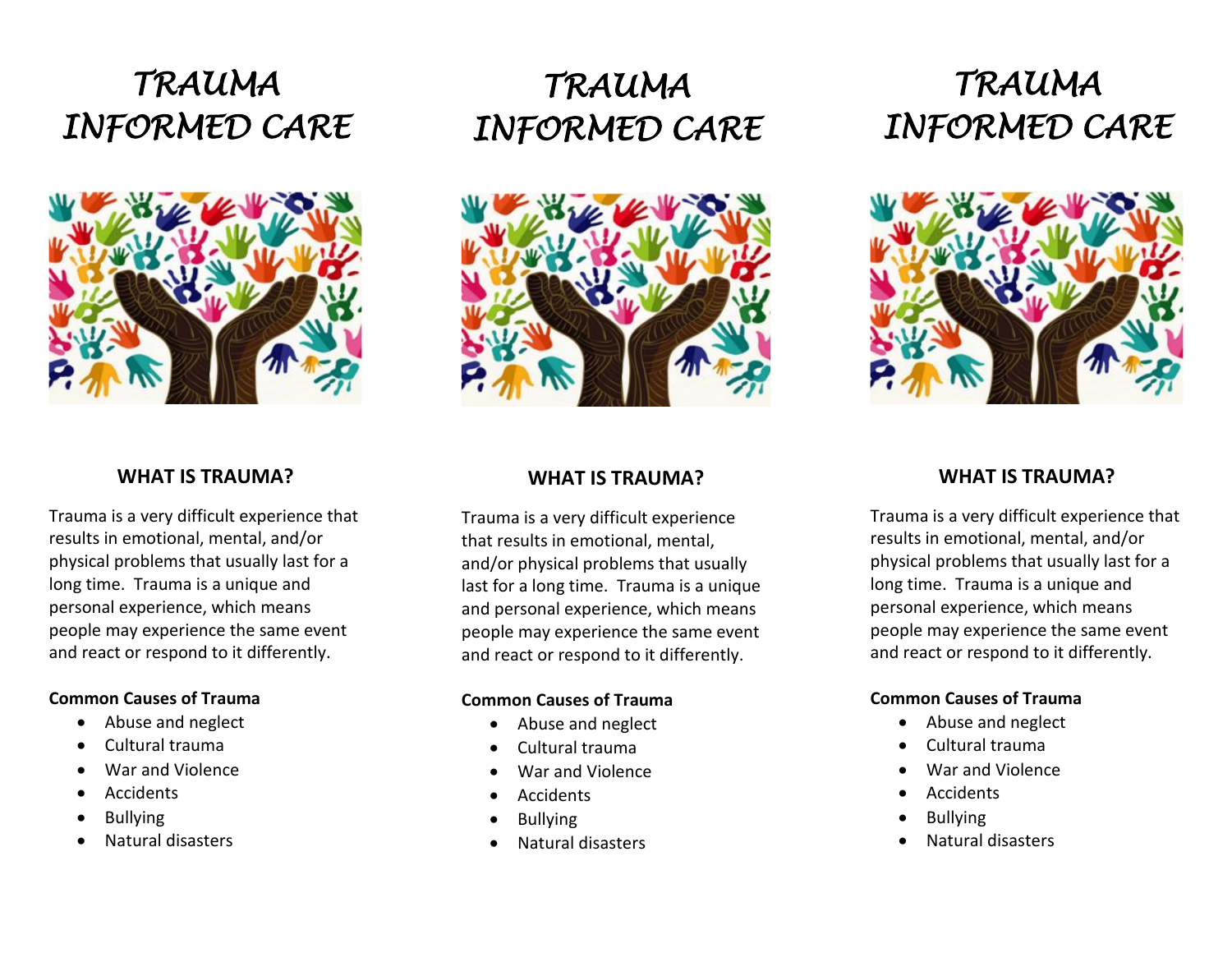# TRAUMA INFORMED CARE

## WHAT IS TRAUMA?

Trauma is a very difficult experience that results in emotional, mental, and/or physical problems that usually last for a long time. Trauma is a unique and personal experience, which means people may experience the same event and react or respond to it differently.

**Common Causes of Trauma**

- Abuse and neglect
- Cultural trauma
- War and Violence
- Accidents
- Bullying
- Natural disasters

# TRAUMA INFORMED CARE

## WHAT IS TRAUMA?

Trauma is a very difficult experience that results in emotional, mental, and/or physical problems that usually last for a long time. Trauma is a unique and personal experience, which means people may experience the same event and react or respond to it differently.

**Common Causes of Trauma**

- Abuse and neglect
- Cultural trauma
- War and Violence
- Accidents
- Bullying
- Natural disasters

# TRAUMA INFORMED CARE

## WHAT IS TRAUMA?

Trauma is a very difficult experience that results in emotional, mental, and/or physical problems that usually last for a long time. Trauma is a unique and personal experience, which means people may experience the same event and react or respond to it differently.

**Common Causes of Trauma**

- Abuse and neglect
- Cultural trauma
- War and Violence
- Accidents
- Bullying
- Natural disasters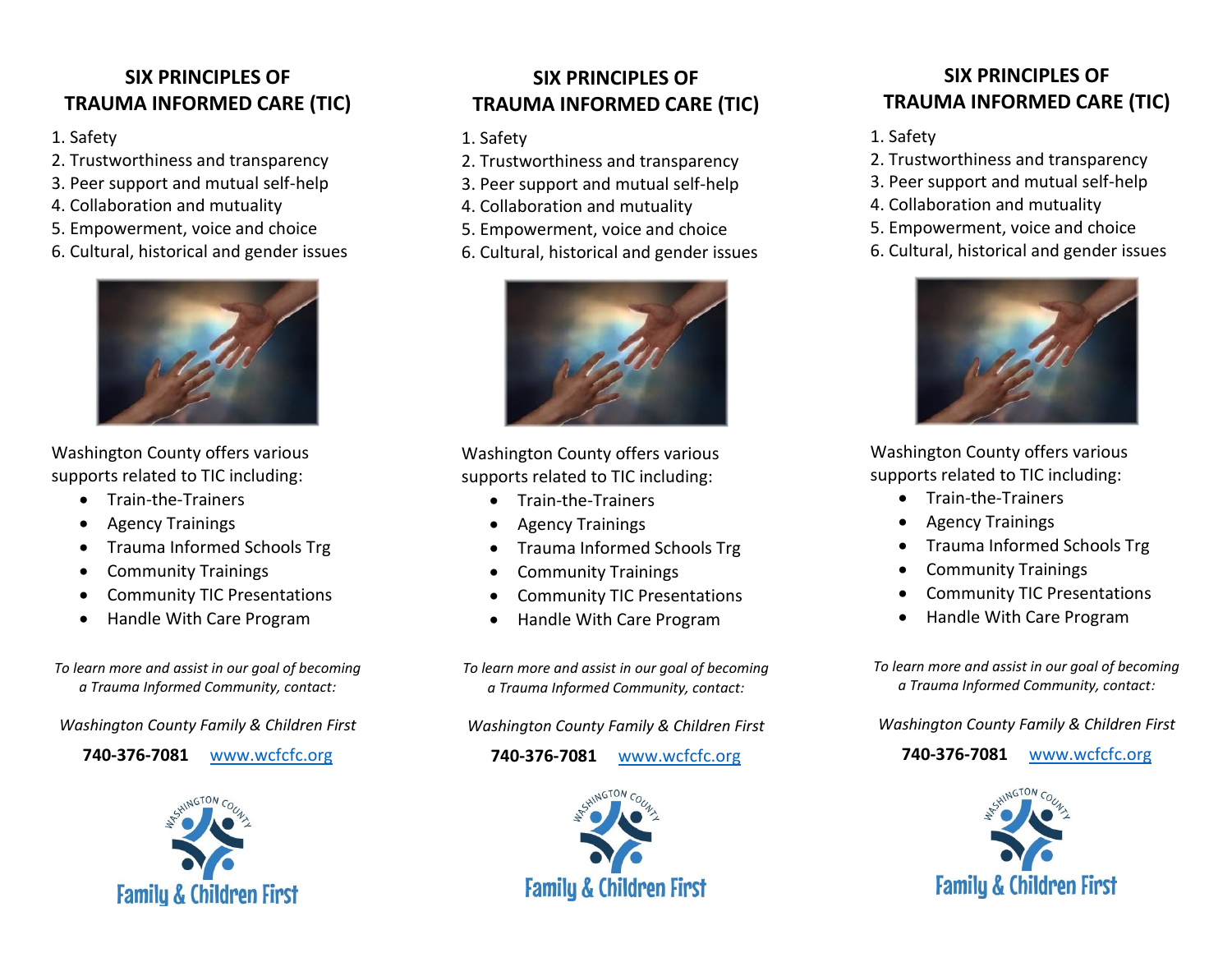## SIX PRINCIPLES OF TRAUMA INFORMED CARE (TIC)

1. Safety
2. Trustworthiness and transparency
3. Peer support and mutual self-help
4. Collaboration and mutuality
5. Empowerment, voice and choice
6. Cultural, historical and gender issues

Washington County offers various supports related to TIC including:

- Train-the-Trainers
- Agency Trainings
- Trauma Informed Schools Trg
- Community Trainings
- Community TIC Presentations
- Handle With Care Program

*To learn more and assist in our goal of becoming a Trauma Informed Community, contact:*

*Washington County Family & Children First*

**740-376-7081** www.wcfcfc.org

Washington County Family & Children First

## SIX PRINCIPLES OF TRAUMA INFORMED CARE (TIC)

1. Safety
2. Trustworthiness and transparency
3. Peer support and mutual self-help
4. Collaboration and mutuality
5. Empowerment, voice and choice
6. Cultural, historical and gender issues

Washington County offers various supports related to TIC including:

- Train-the-Trainers
- Agency Trainings
- Trauma Informed Schools Trg
- Community Trainings
- Community TIC Presentations
- Handle With Care Program

*To learn more and assist in our goal of becoming a Trauma Informed Community, contact:*

*Washington County Family & Children First*

**740-376-7081** www.wcfcfc.org

Washington County Family & Children First

## SIX PRINCIPLES OF TRAUMA INFORMED CARE (TIC)

1. Safety
2. Trustworthiness and transparency
3. Peer support and mutual self-help
4. Collaboration and mutuality
5. Empowerment, voice and choice
6. Cultural, historical and gender issues

Washington County offers various supports related to TIC including:

- Train-the-Trainers
- Agency Trainings
- Trauma Informed Schools Trg
- Community Trainings
- Community TIC Presentations
- Handle With Care Program

*To learn more and assist in our goal of becoming a Trauma Informed Community, contact:*

*Washington County Family & Children First*

**740-376-7081** www.wcfcfc.org

Washington County Family & Children First